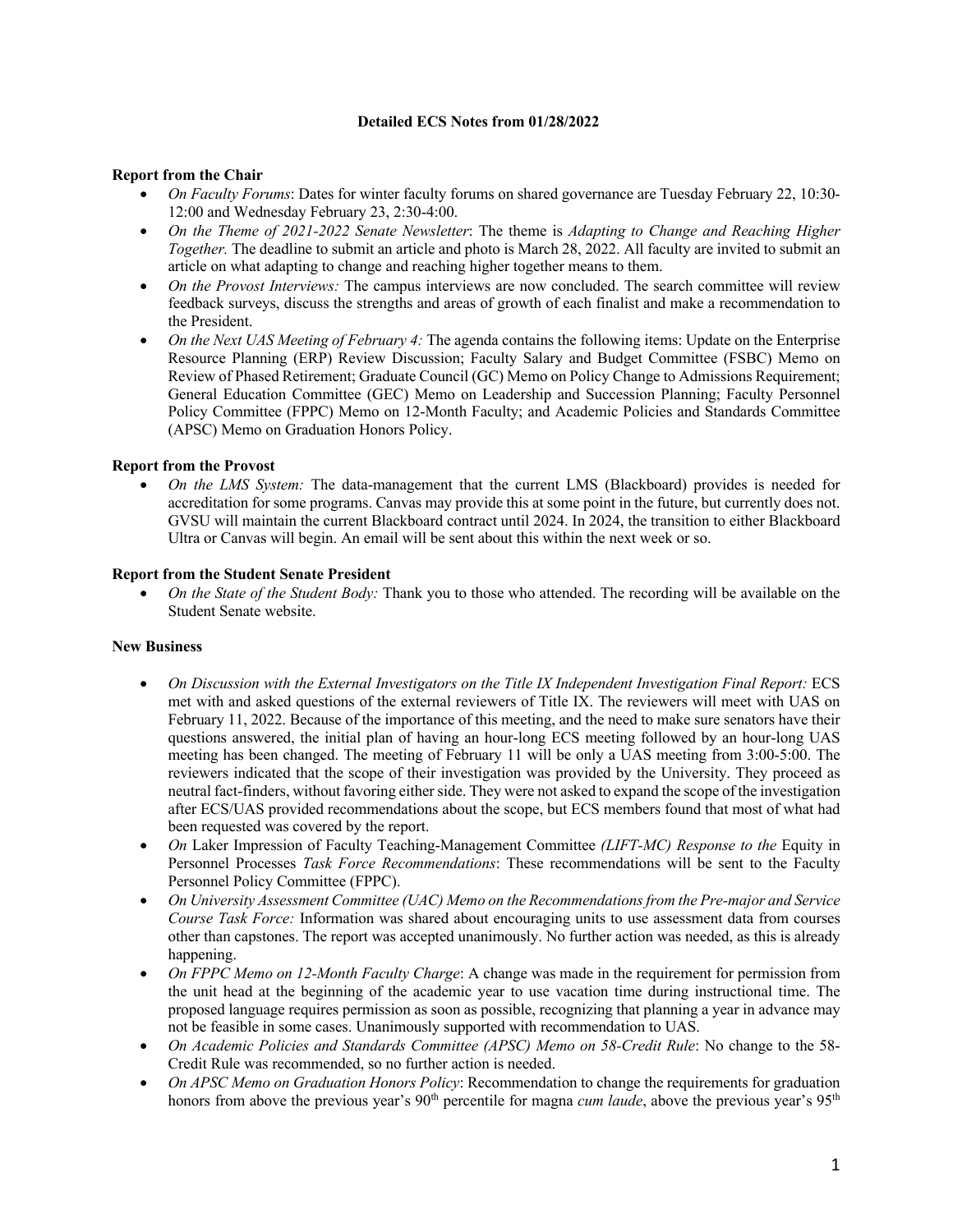# Detailed ECS Notes from 01/28/2022

**Report from the Chair**

- *On Faculty Forums*: Dates for winter faculty forums on shared governance are Tuesday February 22, 10:30-12:00 and Wednesday February 23, 2:30-4:00.
- *On the Theme of 2021-2022 Senate Newsletter*: The theme is *Adapting to Change and Reaching Higher Together.* The deadline to submit an article and photo is March 28, 2022. All faculty are invited to submit an article on what adapting to change and reaching higher together means to them.
- *On the Provost Interviews:* The campus interviews are now concluded. The search committee will review feedback surveys, discuss the strengths and areas of growth of each finalist and make a recommendation to the President.
- *On the Next UAS Meeting of February 4:* The agenda contains the following items: Update on the Enterprise Resource Planning (ERP) Review Discussion; Faculty Salary and Budget Committee (FSBC) Memo on Review of Phased Retirement; Graduate Council (GC) Memo on Policy Change to Admissions Requirement; General Education Committee (GEC) Memo on Leadership and Succession Planning; Faculty Personnel Policy Committee (FPPC) Memo on 12-Month Faculty; and Academic Policies and Standards Committee (APSC) Memo on Graduation Honors Policy.

**Report from the Provost**

- *On the LMS System:* The data-management that the current LMS (Blackboard) provides is needed for accreditation for some programs. Canvas may provide this at some point in the future, but currently does not. GVSU will maintain the current Blackboard contract until 2024. In 2024, the transition to either Blackboard Ultra or Canvas will begin. An email will be sent about this within the next week or so.

**Report from the Student Senate President**

- *On the State of the Student Body:* Thank you to those who attended. The recording will be available on the Student Senate website.

**New Business**

- *On Discussion with the External Investigators on the Title IX Independent Investigation Final Report:* ECS met with and asked questions of the external reviewers of Title IX. The reviewers will meet with UAS on February 11, 2022. Because of the importance of this meeting, and the need to make sure senators have their questions answered, the initial plan of having an hour-long ECS meeting followed by an hour-long UAS meeting has been changed. The meeting of February 11 will be only a UAS meeting from 3:00-5:00. The reviewers indicated that the scope of their investigation was provided by the University. They proceed as neutral fact-finders, without favoring either side. They were not asked to expand the scope of the investigation after ECS/UAS provided recommendations about the scope, but ECS members found that most of what had been requested was covered by the report.
- *On* Laker Impression of Faculty Teaching-Management Committee *(LIFT-MC) Response to the* Equity in Personnel Processes *Task Force Recommendations*: These recommendations will be sent to the Faculty Personnel Policy Committee (FPPC).
- *On University Assessment Committee (UAC) Memo on the Recommendations from the Pre-major and Service Course Task Force:* Information was shared about encouraging units to use assessment data from courses other than capstones. The report was accepted unanimously. No further action was needed, as this is already happening.
- *On FPPC Memo on 12-Month Faculty Charge*: A change was made in the requirement for permission from the unit head at the beginning of the academic year to use vacation time during instructional time. The proposed language requires permission as soon as possible, recognizing that planning a year in advance may not be feasible in some cases. Unanimously supported with recommendation to UAS.
- *On Academic Policies and Standards Committee (APSC) Memo on 58-Credit Rule*: No change to the 58-Credit Rule was recommended, so no further action is needed.
- *On APSC Memo on Graduation Honors Policy*: Recommendation to change the requirements for graduation honors from above the previous year's 90th percentile for magna *cum laude*, above the previous year's 95th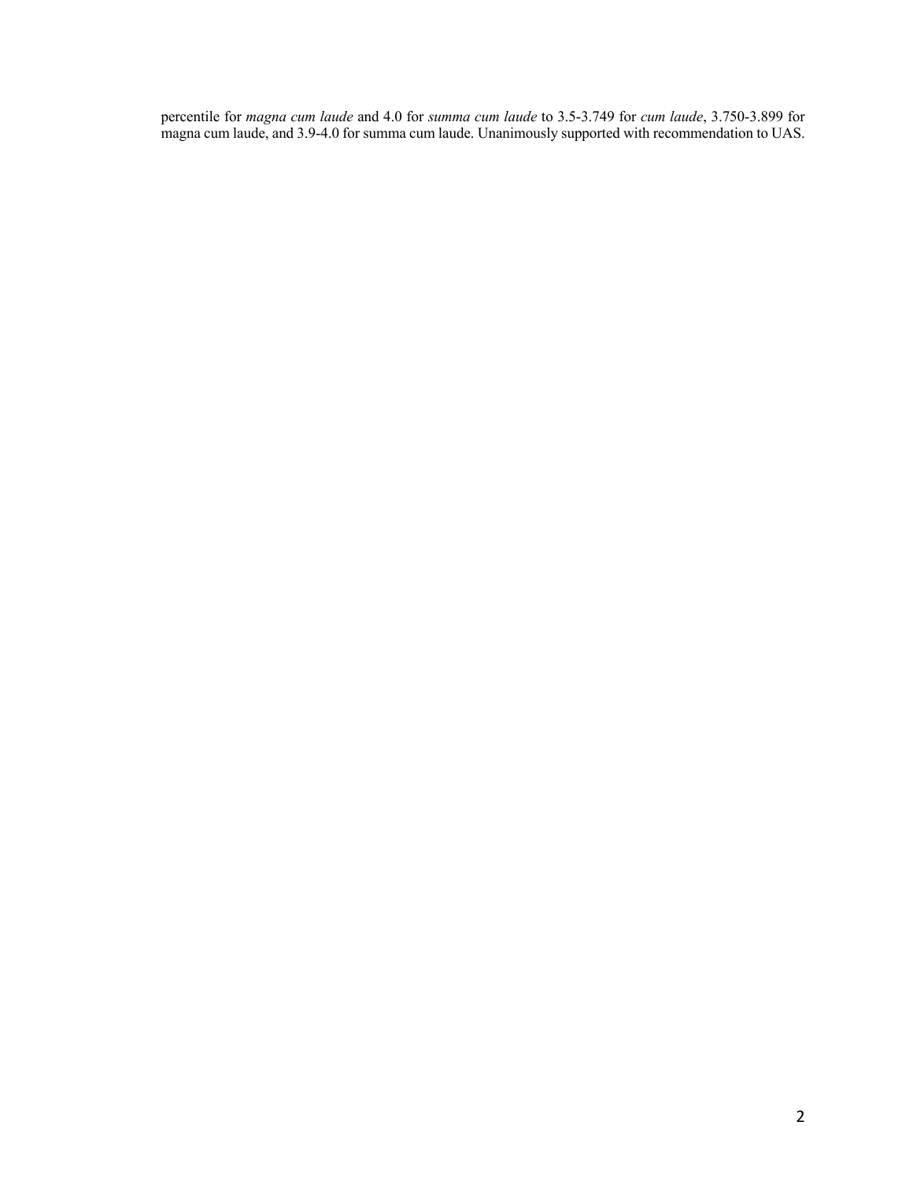percentile for *magna cum laude* and 4.0 for *summa cum laude* to 3.5-3.749 for *cum laude*, 3.750-3.899 for magna cum laude, and 3.9-4.0 for summa cum laude. Unanimously supported with recommendation to UAS.